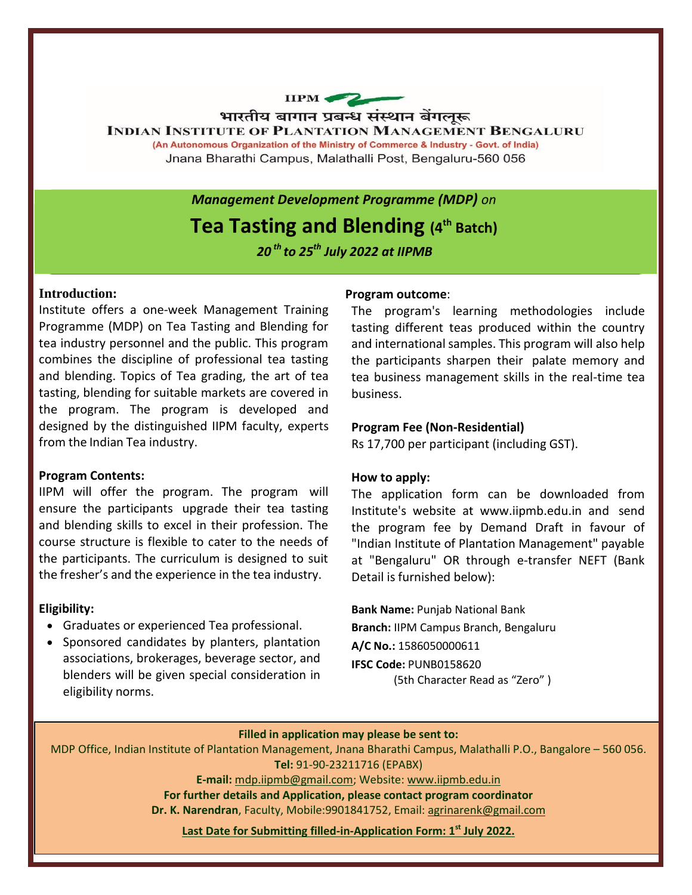IIPM

भारतीय बागान प्रबन्ध संस्थान बेंगलूरू

**INDIAN INSTITUTE OF PLANTATION MANAGEMENT BENGALURU**

(An Autonomous Organization of the Ministry of Commerce & Industry - Govt. of India)

Jnana Bharathi Campus, Malathalli Post, Bengaluru-560 056

*Management Development Programme (MDP) on*

# Tea Tasting and Blending (4th Batch)

*20th to 25th July 2022 at IIPMB*

### Introduction:

Institute offers a one-week Management Training Programme (MDP) on Tea Tasting and Blending for tea industry personnel and the public. This program combines the discipline of professional tea tasting and blending. Topics of Tea grading, the art of tea tasting, blending for suitable markets are covered in the program. The program is developed and designed by the distinguished IIPM faculty, experts from the Indian Tea industry.

### Program Contents:

IIPM will offer the program. The program will ensure the participants upgrade their tea tasting and blending skills to excel in their profession. The course structure is flexible to cater to the needs of the participants. The curriculum is designed to suit the fresher's and the experience in the tea industry.

### Eligibility:

- Graduates or experienced Tea professional.
- Sponsored candidates by planters, plantation associations, brokerages, beverage sector, and blenders will be given special consideration in eligibility norms.

### Program outcome:

The program's learning methodologies include tasting different teas produced within the country and international samples. This program will also help the participants sharpen their palate memory and tea business management skills in the real-time tea business.

### Program Fee (Non-Residential)

Rs 17,700 per participant (including GST).

### How to apply:

The application form can be downloaded from Institute's website at www.iipmb.edu.in and send the program fee by Demand Draft in favour of "Indian Institute of Plantation Management" payable at "Bengaluru" OR through e-transfer NEFT (Bank Detail is furnished below):

**Bank Name:** Punjab National Bank

**Branch:** IIPM Campus Branch, Bengaluru

**A/C No.:** 1586050000611

**IFSC Code:** PUNB0158620

(5th Character Read as "Zero" )

**Filled in application may please be sent to:**

MDP Office, Indian Institute of Plantation Management, Jnana Bharathi Campus, Malathalli P.O., Bangalore – 560 056.

**Tel:** 91-90-23211716 (EPABX)

**E-mail:** mdp.iipmb@gmail.com; Website: www.iipmb.edu.in

**For further details and Application, please contact program coordinator**

**Dr. K. Narendran**, Faculty, Mobile:9901841752, Email: agrinarenk@gmail.com

**Last Date for Submitting filled-in-Application Form: 1st July 2022.**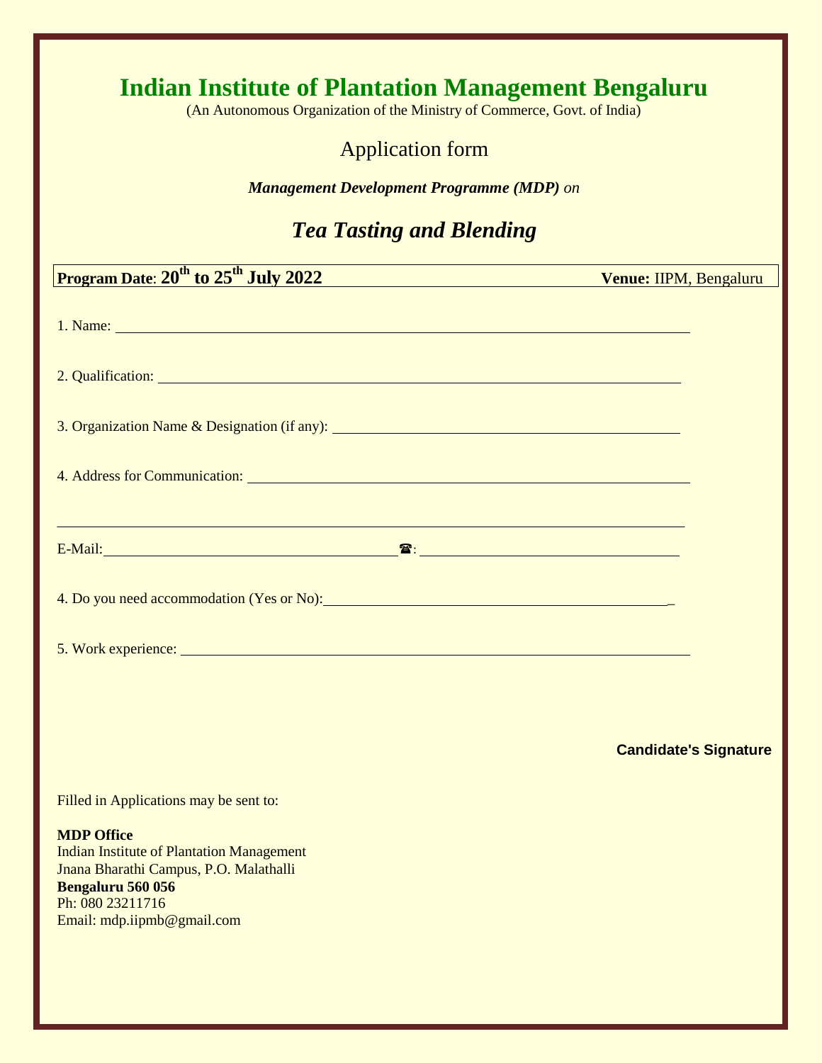# Indian Institute of Plantation Management Bengaluru

(An Autonomous Organization of the Ministry of Commerce, Govt. of India)

## Application form

***Management Development Programme (MDP)*** *on*

## *Tea Tasting and Blending*

**Program Date**: **20th to 25th July 2022** **Venue:** IIPM, Bengaluru

1. Name: ______________________________________________

2. Qualification: ______________________________________________

3. Organization Name & Designation (if any): ______________________________

4. Address for Communication: ______________________________________

______________________________________________

E-Mail: ________________________ ☎: ________________________

4. Do you need accommodation (Yes or No): ______________________________

5. Work experience: ______________________________________________

**Candidate's Signature**

Filled in Applications may be sent to:

**MDP Office**
Indian Institute of Plantation Management
Jnana Bharathi Campus, P.O. Malathalli
**Bengaluru 560 056**
Ph: 080 23211716
Email: mdp.iipmb@gmail.com